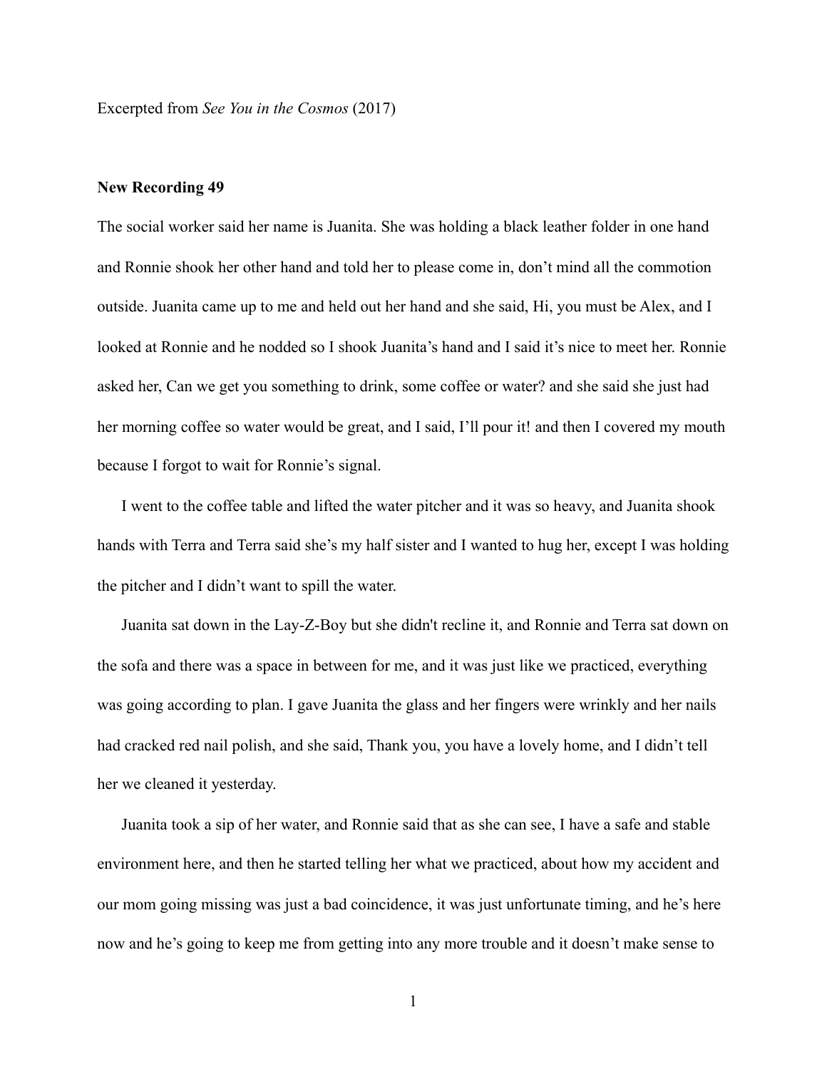Excerpted from *See You in the Cosmos* (2017)

**New Recording 49**

The social worker said her name is Juanita. She was holding a black leather folder in one hand and Ronnie shook her other hand and told her to please come in, don't mind all the commotion outside. Juanita came up to me and held out her hand and she said, Hi, you must be Alex, and I looked at Ronnie and he nodded so I shook Juanita's hand and I said it's nice to meet her. Ronnie asked her, Can we get you something to drink, some coffee or water? and she said she just had her morning coffee so water would be great, and I said, I'll pour it! and then I covered my mouth because I forgot to wait for Ronnie's signal.

I went to the coffee table and lifted the water pitcher and it was so heavy, and Juanita shook hands with Terra and Terra said she's my half sister and I wanted to hug her, except I was holding the pitcher and I didn't want to spill the water.

Juanita sat down in the Lay-Z-Boy but she didn't recline it, and Ronnie and Terra sat down on the sofa and there was a space in between for me, and it was just like we practiced, everything was going according to plan. I gave Juanita the glass and her fingers were wrinkly and her nails had cracked red nail polish, and she said, Thank you, you have a lovely home, and I didn't tell her we cleaned it yesterday.

Juanita took a sip of her water, and Ronnie said that as she can see, I have a safe and stable environment here, and then he started telling her what we practiced, about how my accident and our mom going missing was just a bad coincidence, it was just unfortunate timing, and he's here now and he's going to keep me from getting into any more trouble and it doesn't make sense to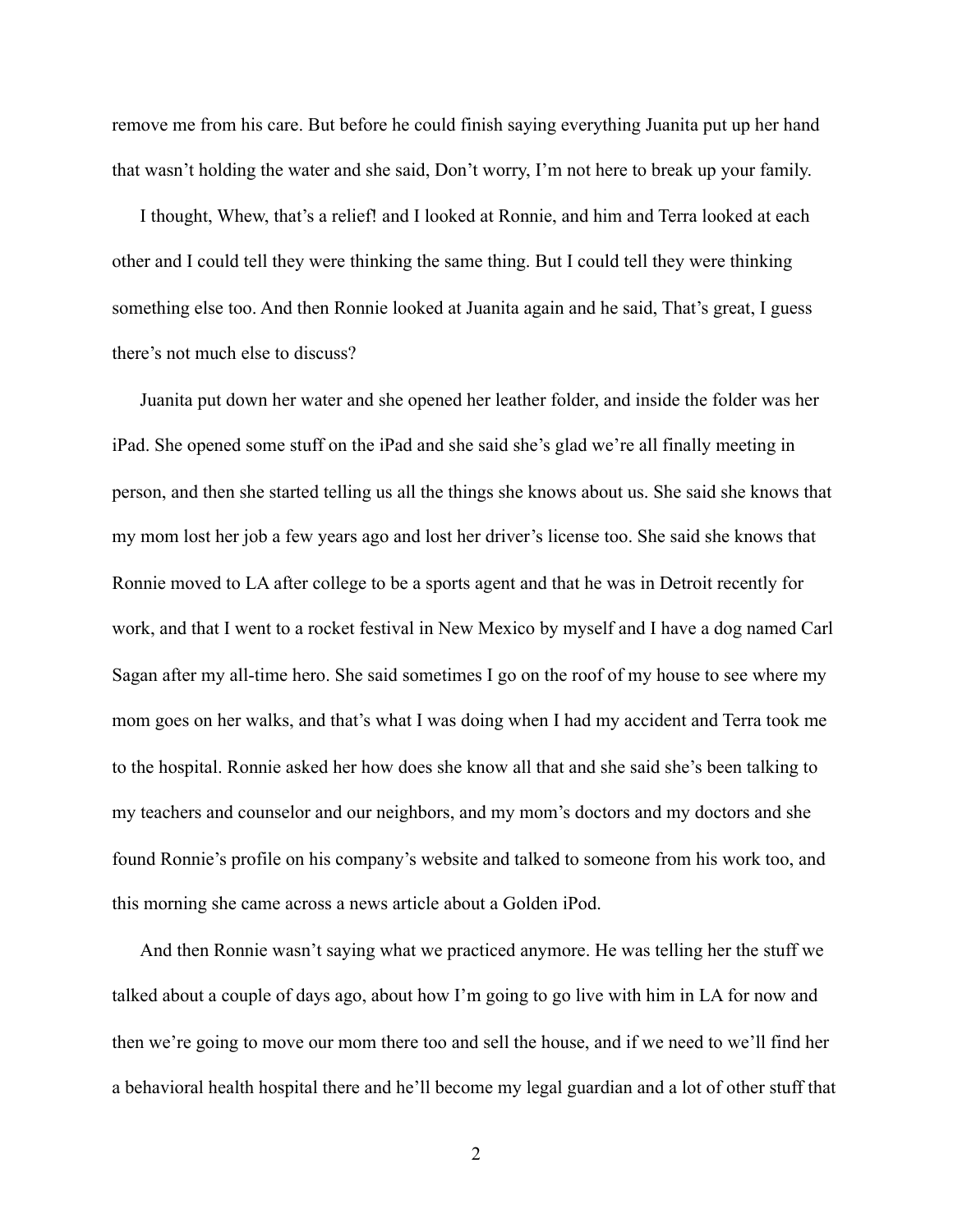remove me from his care. But before he could finish saying everything Juanita put up her hand that wasn't holding the water and she said, Don't worry, I'm not here to break up your family.

I thought, Whew, that's a relief! and I looked at Ronnie, and him and Terra looked at each other and I could tell they were thinking the same thing. But I could tell they were thinking something else too. And then Ronnie looked at Juanita again and he said, That's great, I guess there's not much else to discuss?

Juanita put down her water and she opened her leather folder, and inside the folder was her iPad. She opened some stuff on the iPad and she said she's glad we're all finally meeting in person, and then she started telling us all the things she knows about us. She said she knows that my mom lost her job a few years ago and lost her driver's license too. She said she knows that Ronnie moved to LA after college to be a sports agent and that he was in Detroit recently for work, and that I went to a rocket festival in New Mexico by myself and I have a dog named Carl Sagan after my all-time hero. She said sometimes I go on the roof of my house to see where my mom goes on her walks, and that's what I was doing when I had my accident and Terra took me to the hospital. Ronnie asked her how does she know all that and she said she's been talking to my teachers and counselor and our neighbors, and my mom's doctors and my doctors and she found Ronnie's profile on his company's website and talked to someone from his work too, and this morning she came across a news article about a Golden iPod.

And then Ronnie wasn't saying what we practiced anymore. He was telling her the stuff we talked about a couple of days ago, about how I'm going to go live with him in LA for now and then we're going to move our mom there too and sell the house, and if we need to we'll find her a behavioral health hospital there and he'll become my legal guardian and a lot of other stuff that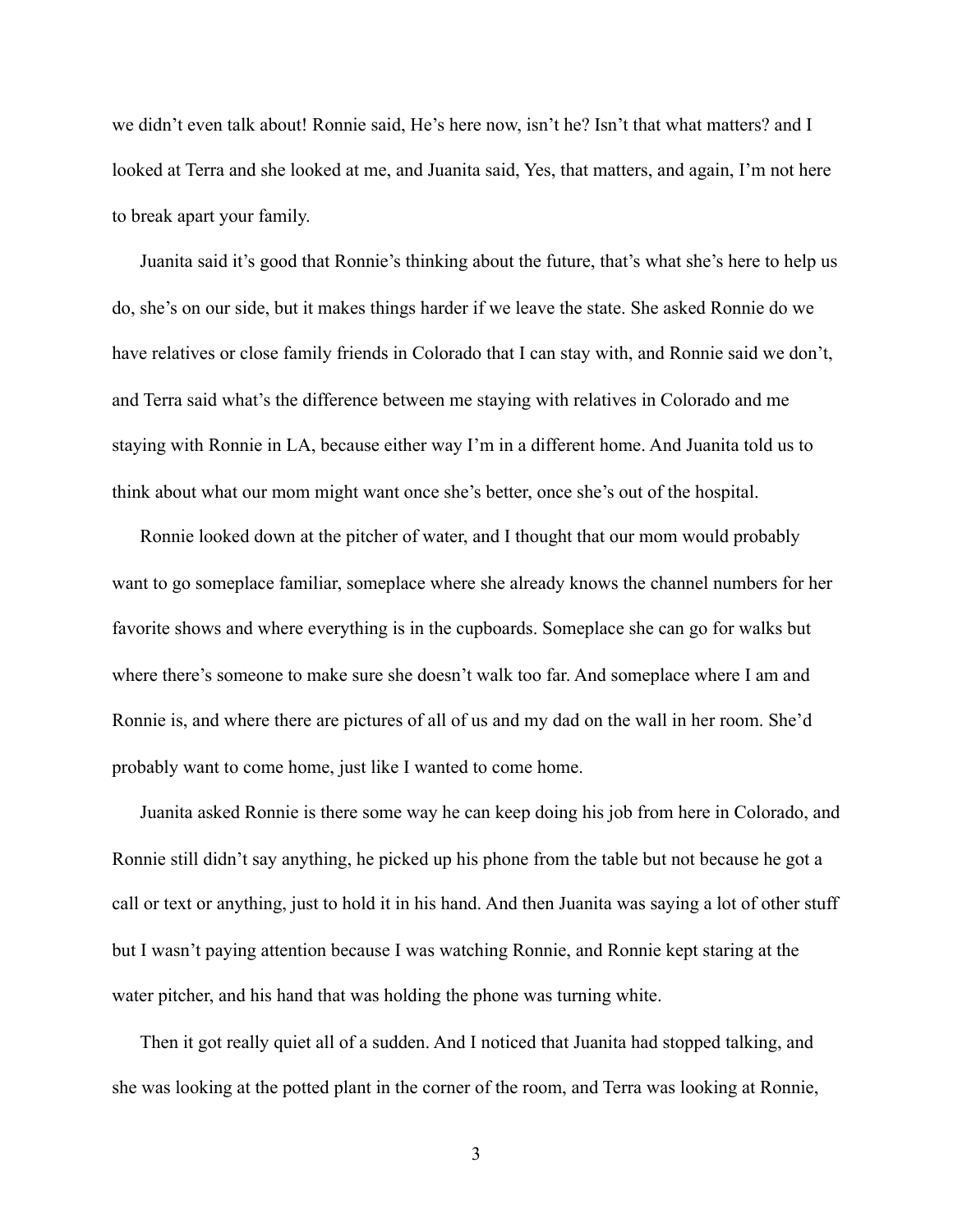we didn't even talk about! Ronnie said, He's here now, isn't he? Isn't that what matters? and I looked at Terra and she looked at me, and Juanita said, Yes, that matters, and again, I'm not here to break apart your family.

Juanita said it's good that Ronnie's thinking about the future, that's what she's here to help us do, she's on our side, but it makes things harder if we leave the state. She asked Ronnie do we have relatives or close family friends in Colorado that I can stay with, and Ronnie said we don't, and Terra said what's the difference between me staying with relatives in Colorado and me staying with Ronnie in LA, because either way I'm in a different home. And Juanita told us to think about what our mom might want once she's better, once she's out of the hospital.

Ronnie looked down at the pitcher of water, and I thought that our mom would probably want to go someplace familiar, someplace where she already knows the channel numbers for her favorite shows and where everything is in the cupboards. Someplace she can go for walks but where there's someone to make sure she doesn't walk too far. And someplace where I am and Ronnie is, and where there are pictures of all of us and my dad on the wall in her room. She'd probably want to come home, just like I wanted to come home.

Juanita asked Ronnie is there some way he can keep doing his job from here in Colorado, and Ronnie still didn't say anything, he picked up his phone from the table but not because he got a call or text or anything, just to hold it in his hand. And then Juanita was saying a lot of other stuff but I wasn't paying attention because I was watching Ronnie, and Ronnie kept staring at the water pitcher, and his hand that was holding the phone was turning white.

Then it got really quiet all of a sudden. And I noticed that Juanita had stopped talking, and she was looking at the potted plant in the corner of the room, and Terra was looking at Ronnie,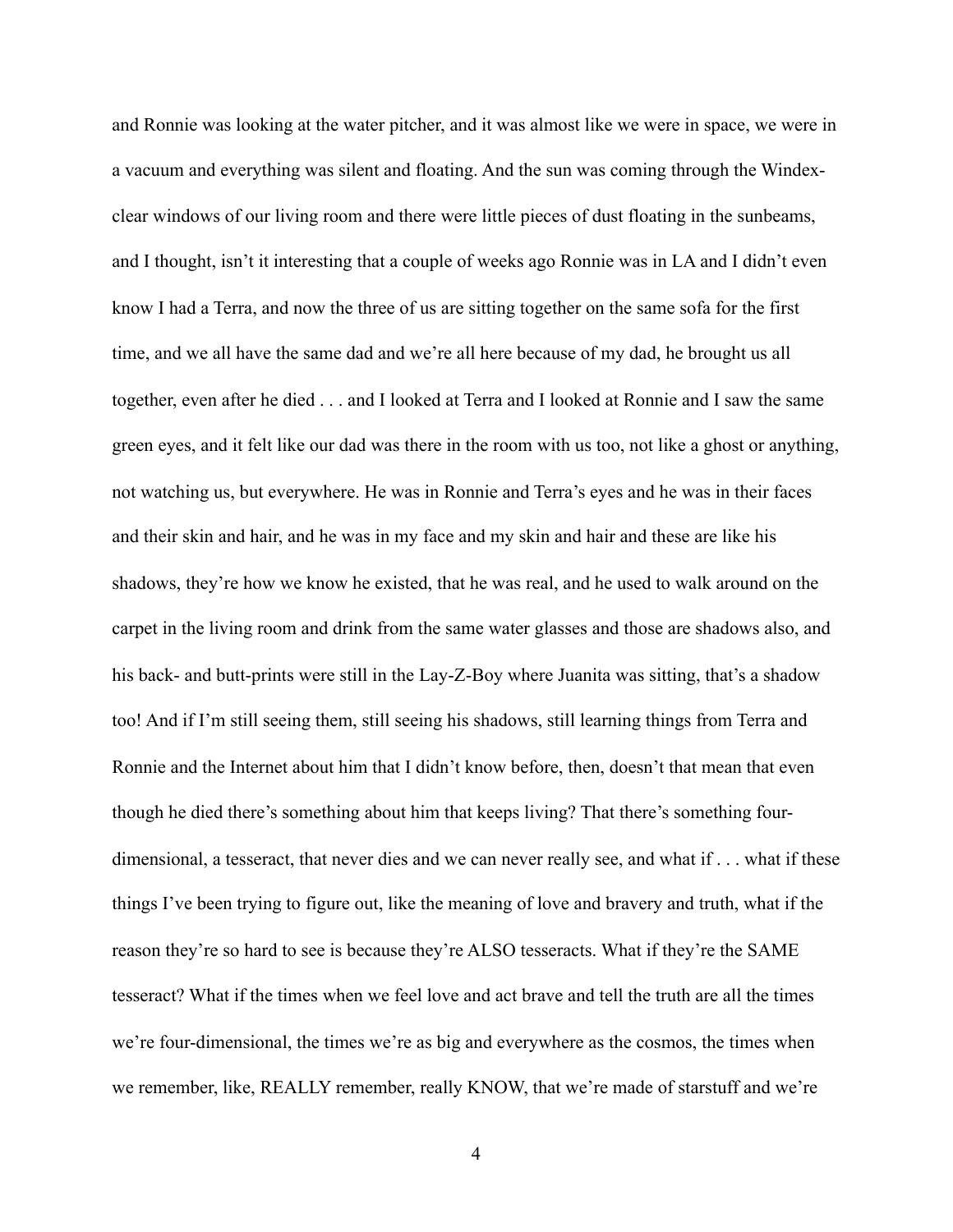and Ronnie was looking at the water pitcher, and it was almost like we were in space, we were in a vacuum and everything was silent and floating. And the sun was coming through the Windex-clear windows of our living room and there were little pieces of dust floating in the sunbeams, and I thought, isn't it interesting that a couple of weeks ago Ronnie was in LA and I didn't even know I had a Terra, and now the three of us are sitting together on the same sofa for the first time, and we all have the same dad and we're all here because of my dad, he brought us all together, even after he died . . . and I looked at Terra and I looked at Ronnie and I saw the same green eyes, and it felt like our dad was there in the room with us too, not like a ghost or anything, not watching us, but everywhere. He was in Ronnie and Terra's eyes and he was in their faces and their skin and hair, and he was in my face and my skin and hair and these are like his shadows, they're how we know he existed, that he was real, and he used to walk around on the carpet in the living room and drink from the same water glasses and those are shadows also, and his back- and butt-prints were still in the Lay-Z-Boy where Juanita was sitting, that's a shadow too! And if I'm still seeing them, still seeing his shadows, still learning things from Terra and Ronnie and the Internet about him that I didn't know before, then, doesn't that mean that even though he died there's something about him that keeps living? That there's something four-dimensional, a tesseract, that never dies and we can never really see, and what if . . . what if these things I've been trying to figure out, like the meaning of love and bravery and truth, what if the reason they're so hard to see is because they're ALSO tesseracts. What if they're the SAME tesseract? What if the times when we feel love and act brave and tell the truth are all the times we're four-dimensional, the times we're as big and everywhere as the cosmos, the times when we remember, like, REALLY remember, really KNOW, that we're made of starstuff and we're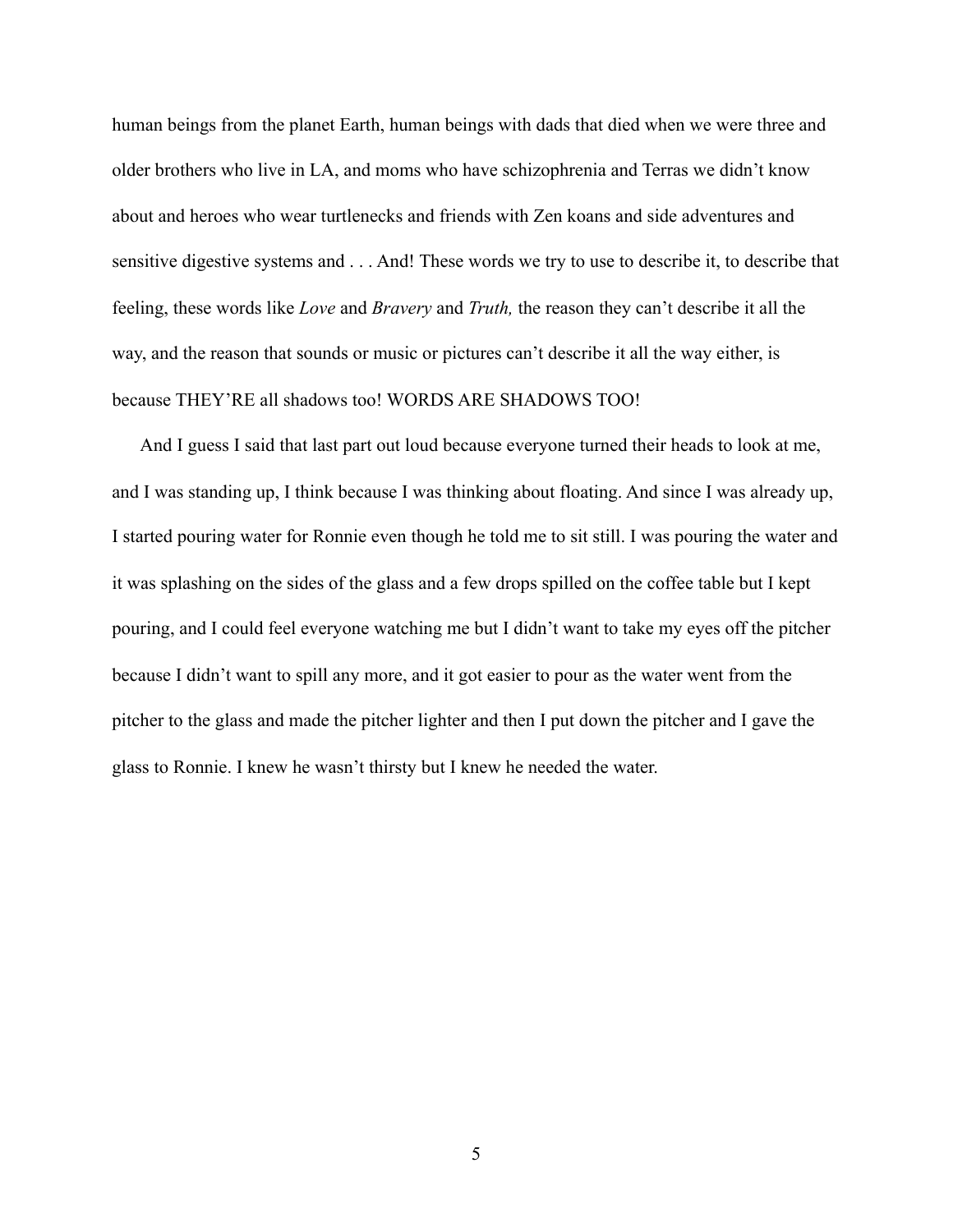human beings from the planet Earth, human beings with dads that died when we were three and older brothers who live in LA, and moms who have schizophrenia and Terras we didn't know about and heroes who wear turtlenecks and friends with Zen koans and side adventures and sensitive digestive systems and . . . And! These words we try to use to describe it, to describe that feeling, these words like *Love* and *Bravery* and *Truth,* the reason they can't describe it all the way, and the reason that sounds or music or pictures can't describe it all the way either, is because THEY'RE all shadows too! WORDS ARE SHADOWS TOO!

And I guess I said that last part out loud because everyone turned their heads to look at me, and I was standing up, I think because I was thinking about floating. And since I was already up, I started pouring water for Ronnie even though he told me to sit still. I was pouring the water and it was splashing on the sides of the glass and a few drops spilled on the coffee table but I kept pouring, and I could feel everyone watching me but I didn't want to take my eyes off the pitcher because I didn't want to spill any more, and it got easier to pour as the water went from the pitcher to the glass and made the pitcher lighter and then I put down the pitcher and I gave the glass to Ronnie. I knew he wasn't thirsty but I knew he needed the water.